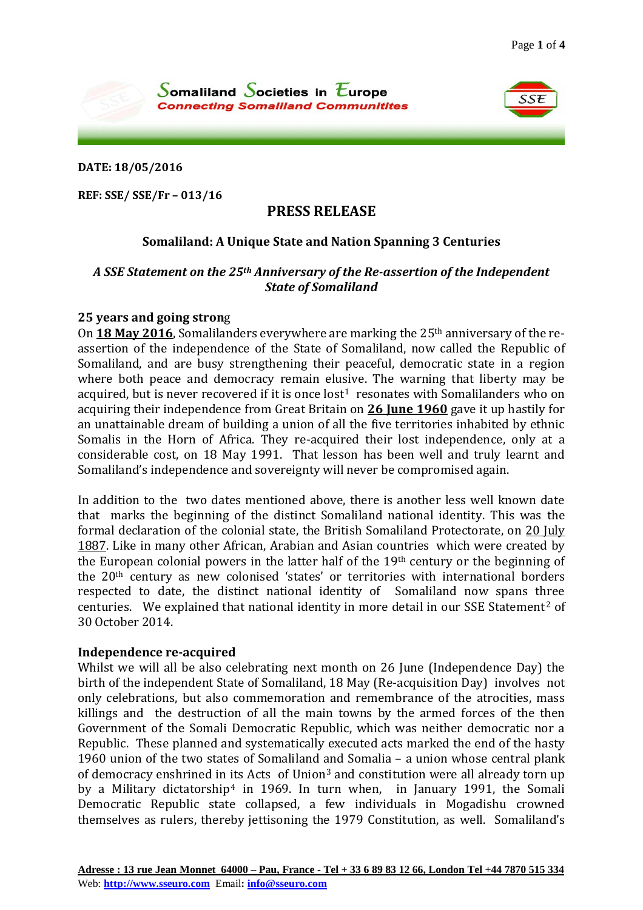**Somaliland Societies in Europe**
*Connecting Somaliland Communitites*

**DATE: 18/05/2016**

**REF: SSE/ SSE/Fr – 013/16**

## PRESS RELEASE

### Somaliland: A Unique State and Nation Spanning 3 Centuries

***A SSE Statement on the 25th Anniversary of the Re-assertion of the Independent State of Somaliland***

**25 years and going strong**

On **18 May 2016**, Somalilanders everywhere are marking the 25th anniversary of the re-assertion of the independence of the State of Somaliland, now called the Republic of Somaliland, and are busy strengthening their peaceful, democratic state in a region where both peace and democracy remain elusive. The warning that liberty may be acquired, but is never recovered if it is once lost[1] resonates with Somalilanders who on acquiring their independence from Great Britain on **26 June 1960** gave it up hastily for an unattainable dream of building a union of all the five territories inhabited by ethnic Somalis in the Horn of Africa. They re-acquired their lost independence, only at a considerable cost, on 18 May 1991. That lesson has been well and truly learnt and Somaliland's independence and sovereignty will never be compromised again.

In addition to the two dates mentioned above, there is another less well known date that marks the beginning of the distinct Somaliland national identity. This was the formal declaration of the colonial state, the British Somaliland Protectorate, on 20 July 1887. Like in many other African, Arabian and Asian countries which were created by the European colonial powers in the latter half of the 19th century or the beginning of the 20th century as new colonised 'states' or territories with international borders respected to date, the distinct national identity of Somaliland now spans three centuries. We explained that national identity in more detail in our SSE Statement[2] of 30 October 2014.

**Independence re-acquired**

Whilst we will all be also celebrating next month on 26 June (Independence Day) the birth of the independent State of Somaliland, 18 May (Re-acquisition Day) involves not only celebrations, but also commemoration and remembrance of the atrocities, mass killings and the destruction of all the main towns by the armed forces of the then Government of the Somali Democratic Republic, which was neither democratic nor a Republic. These planned and systematically executed acts marked the end of the hasty 1960 union of the two states of Somaliland and Somalia – a union whose central plank of democracy enshrined in its Acts of Union[3] and constitution were all already torn up by a Military dictatorship[4] in 1969. In turn when, in January 1991, the Somali Democratic Republic state collapsed, a few individuals in Mogadishu crowned themselves as rulers, thereby jettisoning the 1979 Constitution, as well. Somaliland's

Adresse : 13 rue Jean Monnet 64000 – Pau, France - Tel + 33 6 89 83 12 66, London Tel +44 7870 515 334
Web: http://www.sseuro.com Email: info@sseuro.com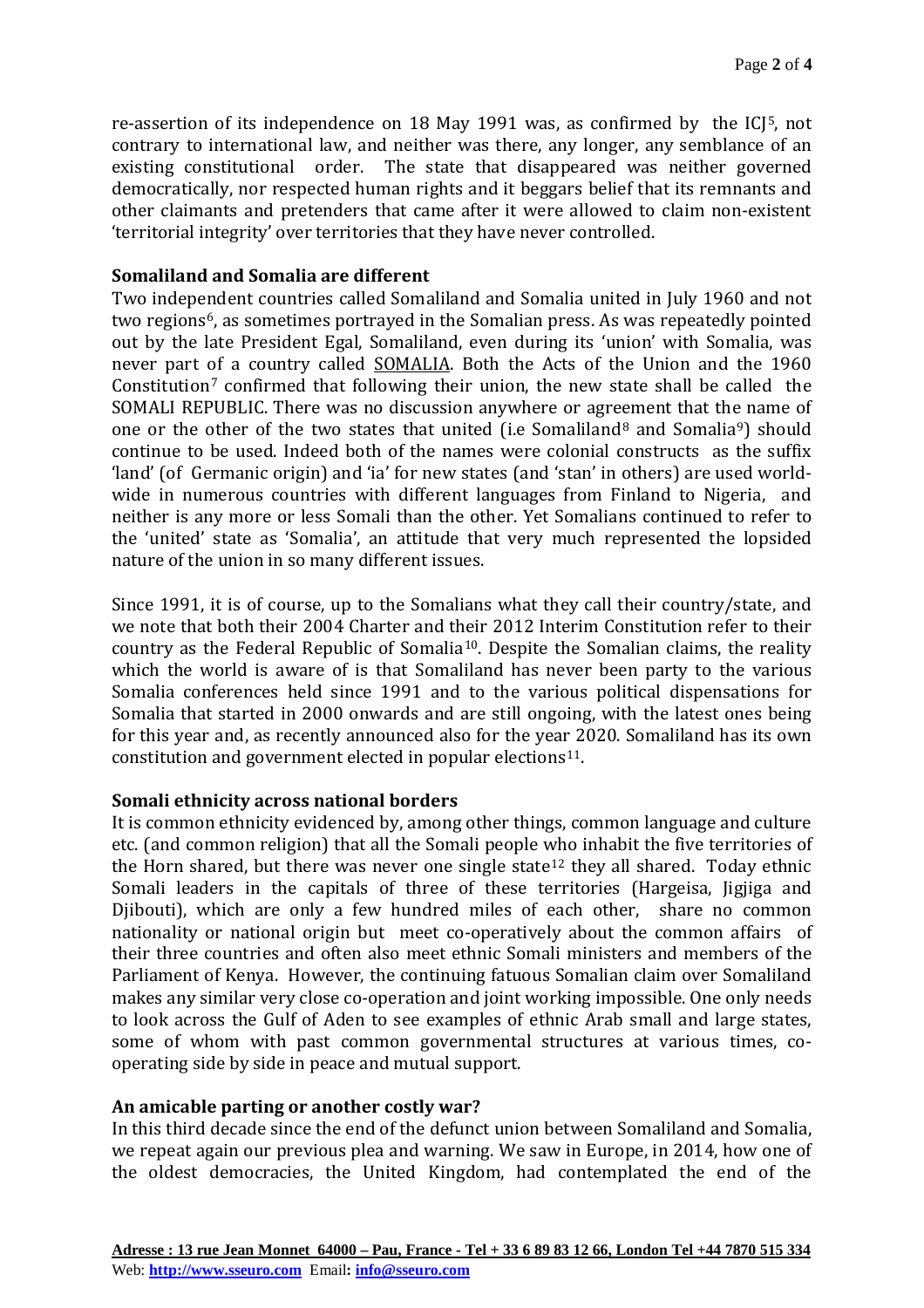re-assertion of its independence on 18 May 1991 was, as confirmed by the ICJ[5], not contrary to international law, and neither was there, any longer, any semblance of an existing constitutional order. The state that disappeared was neither governed democratically, nor respected human rights and it beggars belief that its remnants and other claimants and pretenders that came after it were allowed to claim non-existent 'territorial integrity' over territories that they have never controlled.

**Somaliland and Somalia are different**

Two independent countries called Somaliland and Somalia united in July 1960 and not two regions[6], as sometimes portrayed in the Somalian press. As was repeatedly pointed out by the late President Egal, Somaliland, even during its 'union' with Somalia, was never part of a country called SOMALIA. Both the Acts of the Union and the 1960 Constitution[7] confirmed that following their union, the new state shall be called the SOMALI REPUBLIC. There was no discussion anywhere or agreement that the name of one or the other of the two states that united (i.e Somaliland[8] and Somalia[9]) should continue to be used. Indeed both of the names were colonial constructs as the suffix 'land' (of Germanic origin) and 'ia' for new states (and 'stan' in others) are used world-wide in numerous countries with different languages from Finland to Nigeria, and neither is any more or less Somali than the other. Yet Somalians continued to refer to the 'united' state as 'Somalia', an attitude that very much represented the lopsided nature of the union in so many different issues.

Since 1991, it is of course, up to the Somalians what they call their country/state, and we note that both their 2004 Charter and their 2012 Interim Constitution refer to their country as the Federal Republic of Somalia[10]. Despite the Somalian claims, the reality which the world is aware of is that Somaliland has never been party to the various Somalia conferences held since 1991 and to the various political dispensations for Somalia that started in 2000 onwards and are still ongoing, with the latest ones being for this year and, as recently announced also for the year 2020. Somaliland has its own constitution and government elected in popular elections[11].

**Somali ethnicity across national borders**

It is common ethnicity evidenced by, among other things, common language and culture etc. (and common religion) that all the Somali people who inhabit the five territories of the Horn shared, but there was never one single state[12] they all shared. Today ethnic Somali leaders in the capitals of three of these territories (Hargeisa, Jigjiga and Djibouti), which are only a few hundred miles of each other, share no common nationality or national origin but meet co-operatively about the common affairs of their three countries and often also meet ethnic Somali ministers and members of the Parliament of Kenya. However, the continuing fatuous Somalian claim over Somaliland makes any similar very close co-operation and joint working impossible. One only needs to look across the Gulf of Aden to see examples of ethnic Arab small and large states, some of whom with past common governmental structures at various times, co-operating side by side in peace and mutual support.

**An amicable parting or another costly war?**

In this third decade since the end of the defunct union between Somaliland and Somalia, we repeat again our previous plea and warning. We saw in Europe, in 2014, how one of the oldest democracies, the United Kingdom, had contemplated the end of the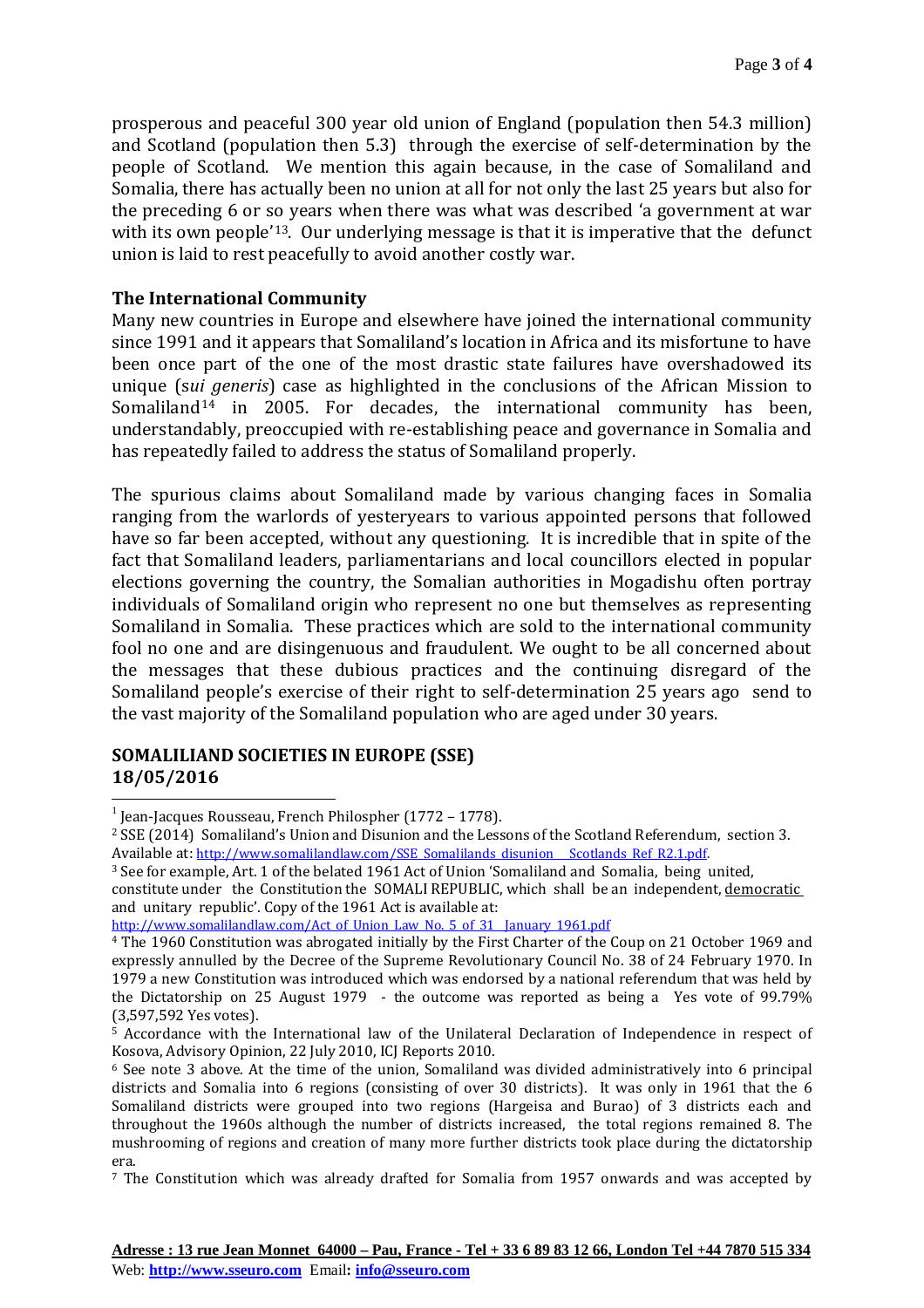prosperous and peaceful 300 year old union of England (population then 54.3 million) and Scotland (population then 5.3) through the exercise of self-determination by the people of Scotland. We mention this again because, in the case of Somaliland and Somalia, there has actually been no union at all for not only the last 25 years but also for the preceding 6 or so years when there was what was described 'a government at war with its own people'[13]. Our underlying message is that it is imperative that the defunct union is laid to rest peacefully to avoid another costly war.

**The International Community**

Many new countries in Europe and elsewhere have joined the international community since 1991 and it appears that Somaliland's location in Africa and its misfortune to have been once part of the one of the most drastic state failures have overshadowed its unique (*sui generis*) case as highlighted in the conclusions of the African Mission to Somaliland[14] in 2005. For decades, the international community has been, understandably, preoccupied with re-establishing peace and governance in Somalia and has repeatedly failed to address the status of Somaliland properly.

The spurious claims about Somaliland made by various changing faces in Somalia ranging from the warlords of yesteryears to various appointed persons that followed have so far been accepted, without any questioning. It is incredible that in spite of the fact that Somaliland leaders, parliamentarians and local councillors elected in popular elections governing the country, the Somalian authorities in Mogadishu often portray individuals of Somaliland origin who represent no one but themselves as representing Somaliland in Somalia. These practices which are sold to the international community fool no one and are disingenuous and fraudulent. We ought to be all concerned about the messages that these dubious practices and the continuing disregard of the Somaliland people's exercise of their right to self-determination 25 years ago send to the vast majority of the Somaliland population who are aged under 30 years.

**SOMALILAND SOCIETIES IN EUROPE (SSE)**
**18/05/2016**

---

[1] Jean-Jacques Rousseau, French Philospher (1772 – 1778).

[2] SSE (2014) Somaliland's Union and Disunion and the Lessons of the Scotland Referendum, section 3. Available at: http://www.somalilandlaw.com/SSE_Somalilands_disunion__Scotlands_Ref_R2.1.pdf.

[3] See for example, Art. 1 of the belated 1961 Act of Union 'Somaliland and Somalia, being united, constitute under the Constitution the SOMALI REPUBLIC, which shall be an independent, democratic and unitary republic'. Copy of the 1961 Act is available at: http://www.somalilandlaw.com/Act_of_Union_Law_No._5_of_31__January_1961.pdf

[4] The 1960 Constitution was abrogated initially by the First Charter of the Coup on 21 October 1969 and expressly annulled by the Decree of the Supreme Revolutionary Council No. 38 of 24 February 1970. In 1979 a new Constitution was introduced which was endorsed by a national referendum that was held by the Dictatorship on 25 August 1979 - the outcome was reported as being a Yes vote of 99.79% (3,597,592 Yes votes).

[5] Accordance with the International law of the Unilateral Declaration of Independence in respect of Kosova, Advisory Opinion, 22 July 2010, ICJ Reports 2010.

[6] See note 3 above. At the time of the union, Somaliland was divided administratively into 6 principal districts and Somalia into 6 regions (consisting of over 30 districts). It was only in 1961 that the 6 Somaliland districts were grouped into two regions (Hargeisa and Burao) of 3 districts each and throughout the 1960s although the number of districts increased, the total regions remained 8. The mushrooming of regions and creation of many more further districts took place during the dictatorship era.

[7] The Constitution which was already drafted for Somalia from 1957 onwards and was accepted by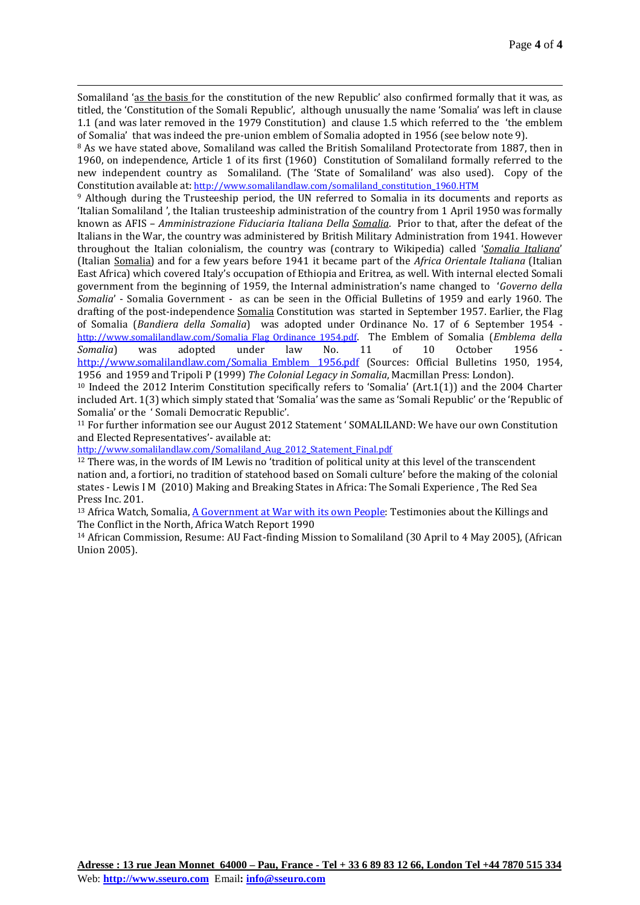Somaliland 'as the basis for the constitution of the new Republic' also confirmed formally that it was, as titled, the 'Constitution of the Somali Republic', although unusually the name 'Somalia' was left in clause 1.1 (and was later removed in the 1979 Constitution) and clause 1.5 which referred to the 'the emblem of Somalia' that was indeed the pre-union emblem of Somalia adopted in 1956 (see below note 9).

[8] As we have stated above, Somaliland was called the British Somaliland Protectorate from 1887, then in 1960, on independence, Article 1 of its first (1960) Constitution of Somaliland formally referred to the new independent country as Somaliland. (The 'State of Somaliland' was also used). Copy of the Constitution available at: http://www.somalilandlaw.com/somaliland_constitution_1960.HTM

[9] Although during the Trusteeship period, the UN referred to Somalia in its documents and reports as 'Italian Somaliland ', the Italian trusteeship administration of the country from 1 April 1950 was formally known as AFIS – *Amministrazione Fiduciaria Italiana Della Somalia*. Prior to that, after the defeat of the Italians in the War, the country was administered by British Military Administration from 1941. However throughout the Italian colonialism, the country was (contrary to Wikipedia) called '*Somalia Italiana*' (Italian Somalia) and for a few years before 1941 it became part of the *Africa Orientale Italiana* (Italian East Africa) which covered Italy's occupation of Ethiopia and Eritrea, as well. With internal elected Somali government from the beginning of 1959, the Internal administration's name changed to '*Governo della Somalia*' - Somalia Government - as can be seen in the Official Bulletins of 1959 and early 1960. The drafting of the post-independence Somalia Constitution was started in September 1957. Earlier, the Flag of Somalia (*Bandiera della Somalia*) was adopted under Ordinance No. 17 of 6 September 1954 - http://www.somalilandlaw.com/Somalia_Flag_Ordinance_1954.pdf. The Emblem of Somalia (*Emblema della Somalia*) was adopted under law No. 11 of 10 October 1956 - http://www.somalilandlaw.com/Somalia_Emblem__1956.pdf (Sources: Official Bulletins 1950, 1954, 1956 and 1959 and Tripoli P (1999) *The Colonial Legacy in Somalia*, Macmillan Press: London).

[10] Indeed the 2012 Interim Constitution specifically refers to 'Somalia' (Art.1(1)) and the 2004 Charter included Art. 1(3) which simply stated that 'Somalia' was the same as 'Somali Republic' or the 'Republic of Somalia' or the ' Somali Democratic Republic'.

[11] For further information see our August 2012 Statement ' SOMALILAND: We have our own Constitution and Elected Representatives'- available at:
http://www.somalilandlaw.com/Somaliland_Aug_2012_Statement_Final.pdf

[12] There was, in the words of IM Lewis no 'tradition of political unity at this level of the transcendent nation and, a fortiori, no tradition of statehood based on Somali culture' before the making of the colonial states - Lewis I M (2010) Making and Breaking States in Africa: The Somali Experience , The Red Sea Press Inc. 201.

[13] Africa Watch, Somalia, A Government at War with its own People: Testimonies about the Killings and The Conflict in the North, Africa Watch Report 1990

[14] African Commission, Resume: AU Fact-finding Mission to Somaliland (30 April to 4 May 2005), (African Union 2005).

**Adresse : 13 rue Jean Monnet 64000 – Pau, France - Tel + 33 6 89 83 12 66, London Tel +44 7870 515 334**
Web: **http://www.sseuro.com** Email**:** **info@sseuro.com**